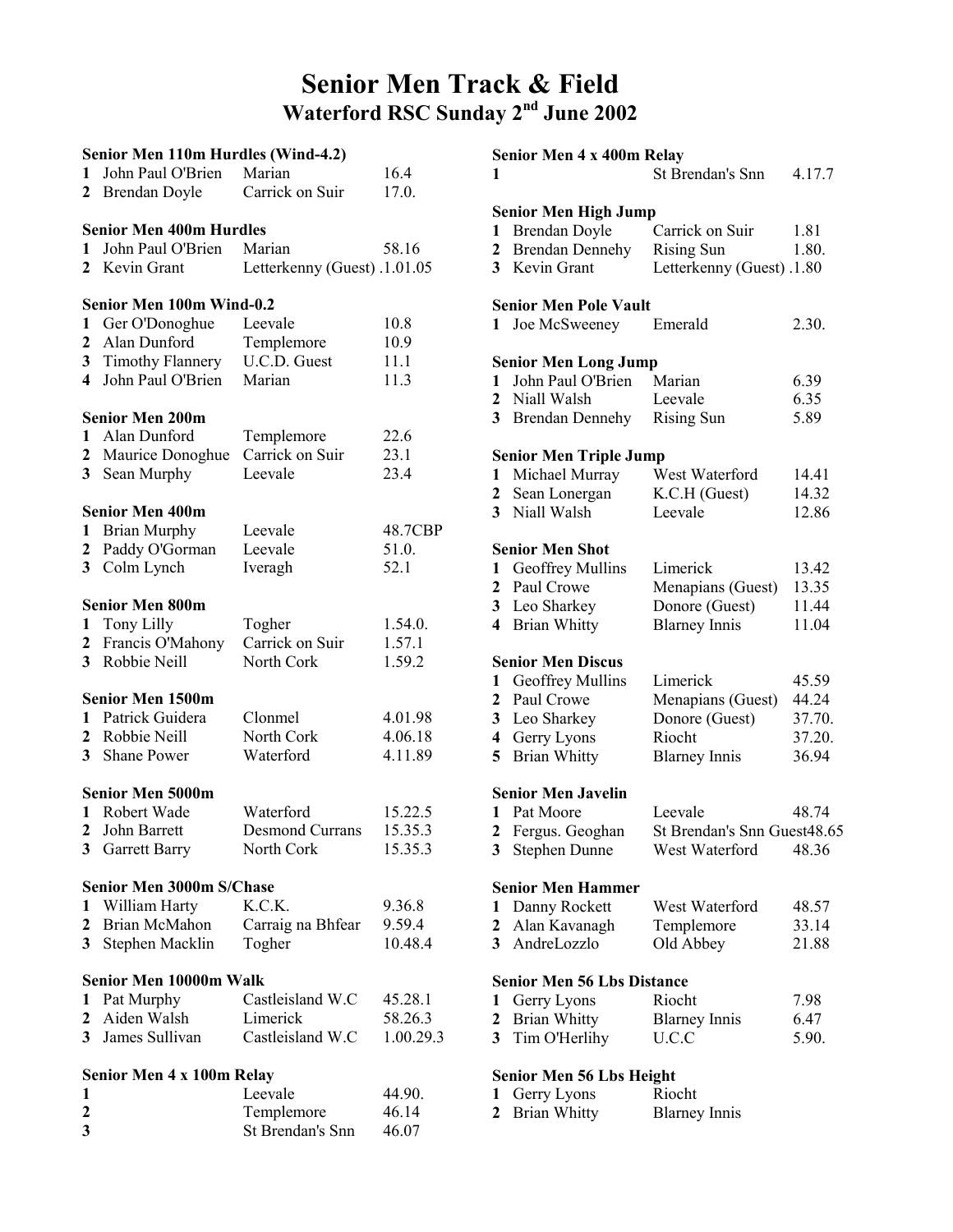# Senior Men Track & Field

## Waterford RSC Sunday 2nd June 2002

### Senior Men 110m Hurdles (Wind-4.2)

| | | | |
|---|---|---|---|
| 1 | John Paul O'Brien | Marian | 16.4 |
| 2 | Brendan Doyle | Carrick on Suir | 17.0. |

### Senior Men 400m Hurdles

| | | | |
|---|---|---|---|
| 1 | John Paul O'Brien | Marian | 58.16 |
| 2 | Kevin Grant | Letterkenny (Guest) | .1.01.05 |

### Senior Men 100m Wind-0.2

| | | | |
|---|---|---|---|
| 1 | Ger O'Donoghue | Leevale | 10.8 |
| 2 | Alan Dunford | Templemore | 10.9 |
| 3 | Timothy Flannery | U.C.D. Guest | 11.1 |
| 4 | John Paul O'Brien | Marian | 11.3 |

### Senior Men 200m

| | | | |
|---|---|---|---|
| 1 | Alan Dunford | Templemore | 22.6 |
| 2 | Maurice Donoghue | Carrick on Suir | 23.1 |
| 3 | Sean Murphy | Leevale | 23.4 |

### Senior Men 400m

| | | | |
|---|---|---|---|
| 1 | Brian Murphy | Leevale | 48.7CBP |
| 2 | Paddy O'Gorman | Leevale | 51.0. |
| 3 | Colm Lynch | Iveragh | 52.1 |

### Senior Men 800m

| | | | |
|---|---|---|---|
| 1 | Tony Lilly | Togher | 1.54.0. |
| 2 | Francis O'Mahony | Carrick on Suir | 1.57.1 |
| 3 | Robbie Neill | North Cork | 1.59.2 |

### Senior Men 1500m

| | | | |
|---|---|---|---|
| 1 | Patrick Guidera | Clonmel | 4.01.98 |
| 2 | Robbie Neill | North Cork | 4.06.18 |
| 3 | Shane Power | Waterford | 4.11.89 |

### Senior Men 5000m

| | | | |
|---|---|---|---|
| 1 | Robert Wade | Waterford | 15.22.5 |
| 2 | John Barrett | Desmond Currans | 15.35.3 |
| 3 | Garrett Barry | North Cork | 15.35.3 |

### Senior Men 3000m S/Chase

| | | | |
|---|---|---|---|
| 1 | William Harty | K.C.K. | 9.36.8 |
| 2 | Brian McMahon | Carraig na Bhfear | 9.59.4 |
| 3 | Stephen Macklin | Togher | 10.48.4 |

### Senior Men 10000m Walk

| | | | |
|---|---|---|---|
| 1 | Pat Murphy | Castleisland W.C | 45.28.1 |
| 2 | Aiden Walsh | Limerick | 58.26.3 |
| 3 | James Sullivan | Castleisland W.C | 1.00.29.3 |

### Senior Men 4 x 100m Relay

| | | |
|---|---|---|
| 1 | Leevale | 44.90. |
| 2 | Templemore | 46.14 |
| 3 | St Brendan's Snn | 46.07 |

### Senior Men 4 x 400m Relay

| | | |
|---|---|---|
| 1 | St Brendan's Snn | 4.17.7 |

### Senior Men High Jump

| | | | |
|---|---|---|---|
| 1 | Brendan Doyle | Carrick on Suir | 1.81 |
| 2 | Brendan Dennehy | Rising Sun | 1.80. |
| 3 | Kevin Grant | Letterkenny (Guest) | .1.80 |

### Senior Men Pole Vault

| | | | |
|---|---|---|---|
| 1 | Joe McSweeney | Emerald | 2.30. |

### Senior Men Long Jump

| | | | |
|---|---|---|---|
| 1 | John Paul O'Brien | Marian | 6.39 |
| 2 | Niall Walsh | Leevale | 6.35 |
| 3 | Brendan Dennehy | Rising Sun | 5.89 |

### Senior Men Triple Jump

| | | | |
|---|---|---|---|
| 1 | Michael Murray | West Waterford | 14.41 |
| 2 | Sean Lonergan | K.C.H (Guest) | 14.32 |
| 3 | Niall Walsh | Leevale | 12.86 |

### Senior Men Shot

| | | | |
|---|---|---|---|
| 1 | Geoffrey Mullins | Limerick | 13.42 |
| 2 | Paul Crowe | Menapians (Guest) | 13.35 |
| 3 | Leo Sharkey | Donore (Guest) | 11.44 |
| 4 | Brian Whitty | Blarney Innis | 11.04 |

### Senior Men Discus

| | | | |
|---|---|---|---|
| 1 | Geoffrey Mullins | Limerick | 45.59 |
| 2 | Paul Crowe | Menapians (Guest) | 44.24 |
| 3 | Leo Sharkey | Donore (Guest) | 37.70. |
| 4 | Gerry Lyons | Riocht | 37.20. |
| 5 | Brian Whitty | Blarney Innis | 36.94 |

### Senior Men Javelin

| | | | |
|---|---|---|---|
| 1 | Pat Moore | Leevale | 48.74 |
| 2 | Fergus. Geoghan | St Brendan's Snn Guest | 48.65 |
| 3 | Stephen Dunne | West Waterford | 48.36 |

### Senior Men Hammer

| | | | |
|---|---|---|---|
| 1 | Danny Rockett | West Waterford | 48.57 |
| 2 | Alan Kavanagh | Templemore | 33.14 |
| 3 | AndreLozzlo | Old Abbey | 21.88 |

### Senior Men 56 Lbs Distance

| | | | |
|---|---|---|---|
| 1 | Gerry Lyons | Riocht | 7.98 |
| 2 | Brian Whitty | Blarney Innis | 6.47 |
| 3 | Tim O'Herlihy | U.C.C | 5.90. |

### Senior Men 56 Lbs Height

| | | |
|---|---|---|
| 1 | Gerry Lyons | Riocht |
| 2 | Brian Whitty | Blarney Innis |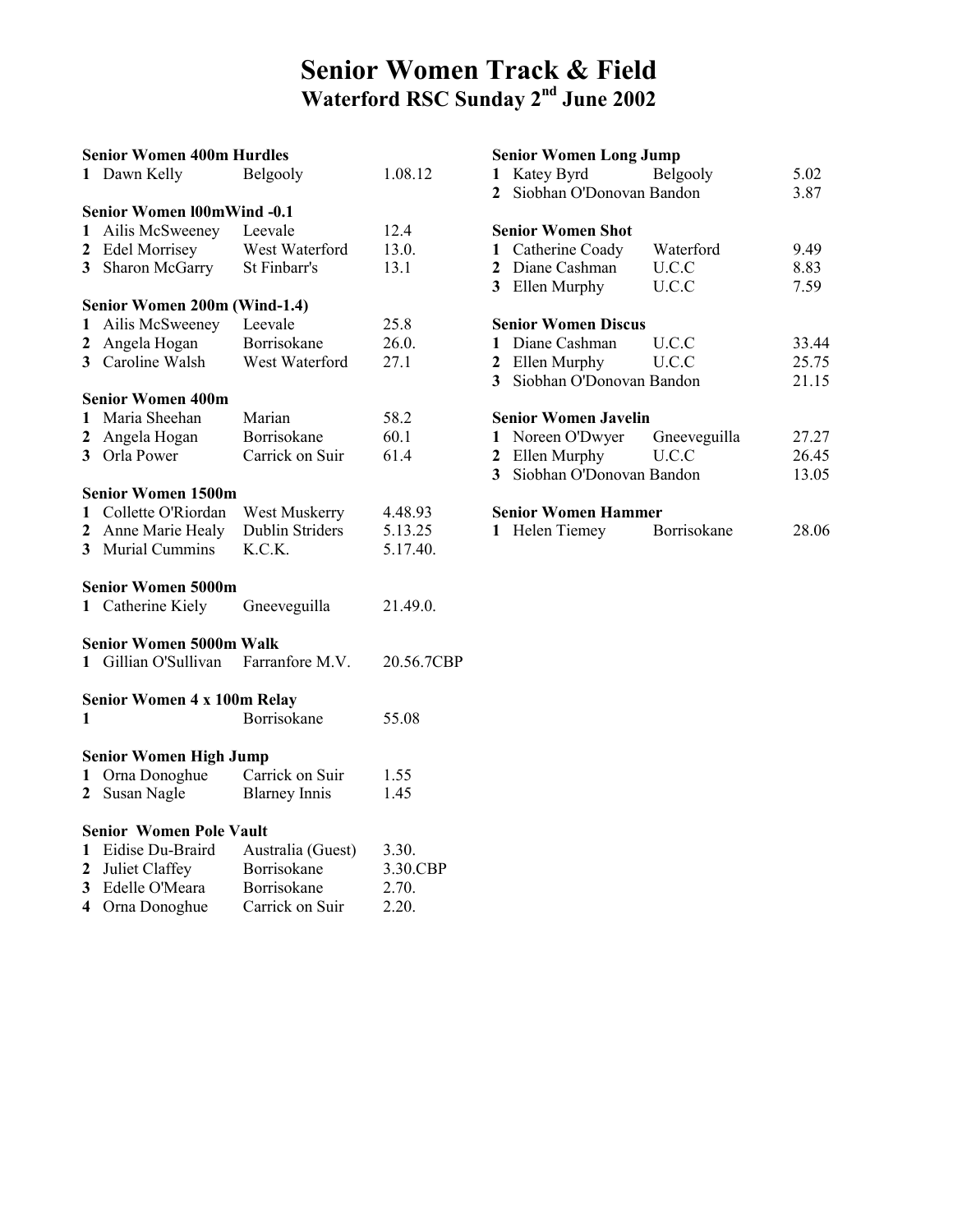# Senior Women Track & Field

## Waterford RSC Sunday 2nd June 2002

### Senior Women 400m Hurdles

| | | | |
|---|---|---|---|
| 1 | Dawn Kelly | Belgooly | 1.08.12 |

### Senior Women l00mWind -0.1

| | | | |
|---|---|---|---|
| 1 | Ailis McSweeney | Leevale | 12.4 |
| 2 | Edel Morrisey | West Waterford | 13.0. |
| 3 | Sharon McGarry | St Finbarr's | 13.1 |

### Senior Women 200m (Wind-1.4)

| | | | |
|---|---|---|---|
| 1 | Ailis McSweeney | Leevale | 25.8 |
| 2 | Angela Hogan | Borrisokane | 26.0. |
| 3 | Caroline Walsh | West Waterford | 27.1 |

### Senior Women 400m

| | | | |
|---|---|---|---|
| 1 | Maria Sheehan | Marian | 58.2 |
| 2 | Angela Hogan | Borrisokane | 60.1 |
| 3 | Orla Power | Carrick on Suir | 61.4 |

### Senior Women 1500m

| | | | |
|---|---|---|---|
| 1 | Collette O'Riordan | West Muskerry | 4.48.93 |
| 2 | Anne Marie Healy | Dublin Striders | 5.13.25 |
| 3 | Murial Cummins | K.C.K. | 5.17.40. |

### Senior Women 5000m

| | | | |
|---|---|---|---|
| 1 | Catherine Kiely | Gneeveguilla | 21.49.0. |

### Senior Women 5000m Walk

| | | | |
|---|---|---|---|
| 1 | Gillian O'Sullivan | Farranfore M.V. | 20.56.7CBP |

### Senior Women 4 x 100m Relay

| | | | |
|---|---|---|---|
| 1 | | Borrisokane | 55.08 |

### Senior Women High Jump

| | | | |
|---|---|---|---|
| 1 | Orna Donoghue | Carrick on Suir | 1.55 |
| 2 | Susan Nagle | Blarney Innis | 1.45 |

### Senior Women Pole Vault

| | | | |
|---|---|---|---|
| 1 | Eidise Du-Braird | Australia (Guest) | 3.30. |
| 2 | Juliet Claffey | Borrisokane | 3.30.CBP |
| 3 | Edelle O'Meara | Borrisokane | 2.70. |
| 4 | Orna Donoghue | Carrick on Suir | 2.20. |

### Senior Women Long Jump

| | | | |
|---|---|---|---|
| 1 | Katey Byrd | Belgooly | 5.02 |
| 2 | Siobhan O'Donovan | Bandon | 3.87 |

### Senior Women Shot

| | | | |
|---|---|---|---|
| 1 | Catherine Coady | Waterford | 9.49 |
| 2 | Diane Cashman | U.C.C | 8.83 |
| 3 | Ellen Murphy | U.C.C | 7.59 |

### Senior Women Discus

| | | | |
|---|---|---|---|
| 1 | Diane Cashman | U.C.C | 33.44 |
| 2 | Ellen Murphy | U.C.C | 25.75 |
| 3 | Siobhan O'Donovan | Bandon | 21.15 |

### Senior Women Javelin

| | | | |
|---|---|---|---|
| 1 | Noreen O'Dwyer | Gneeveguilla | 27.27 |
| 2 | Ellen Murphy | U.C.C | 26.45 |
| 3 | Siobhan O'Donovan | Bandon | 13.05 |

### Senior Women Hammer

| | | | |
|---|---|---|---|
| 1 | Helen Tiemey | Borrisokane | 28.06 |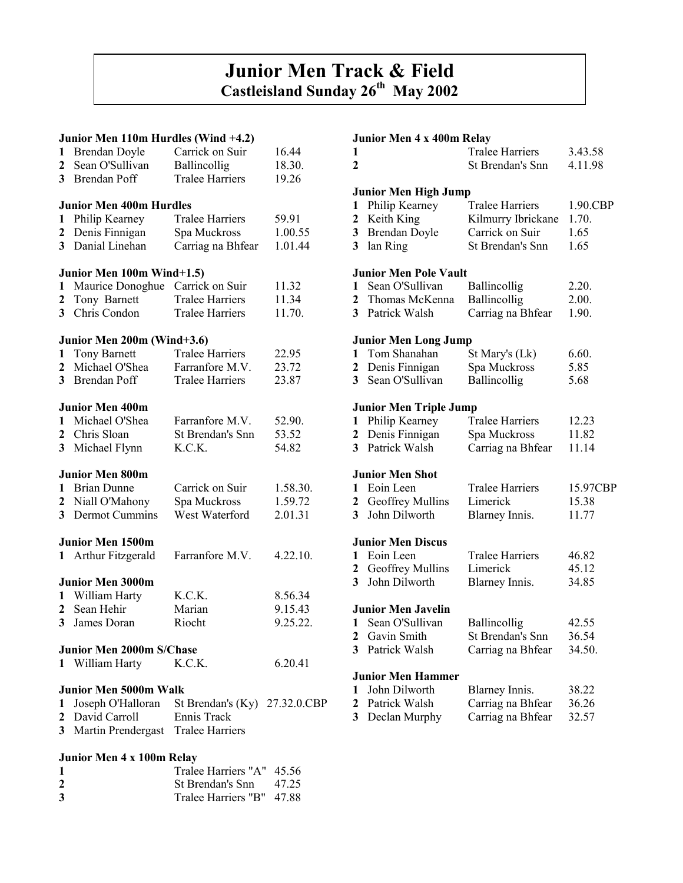# Junior Men Track & Field

## Castleisland Sunday 26th May 2002

### Junior Men 110m Hurdles (Wind +4.2)

| | | | |
|---|---|---|---|
| 1 | Brendan Doyle | Carrick on Suir | 16.44 |
| 2 | Sean O'Sullivan | Ballincollig | 18.30. |
| 3 | Brendan Poff | Tralee Harriers | 19.26 |

### Junior Men 400m Hurdles

| | | | |
|---|---|---|---|
| 1 | Philip Kearney | Tralee Harriers | 59.91 |
| 2 | Denis Finnigan | Spa Muckross | 1.00.55 |
| 3 | Danial Linehan | Carriag na Bhfear | 1.01.44 |

### Junior Men 100m Wind+1.5)

| | | | |
|---|---|---|---|
| 1 | Maurice Donoghue | Carrick on Suir | 11.32 |
| 2 | Tony Barnett | Tralee Harriers | 11.34 |
| 3 | Chris Condon | Tralee Harriers | 11.70. |

### Junior Men 200m (Wind+3.6)

| | | | |
|---|---|---|---|
| 1 | Tony Barnett | Tralee Harriers | 22.95 |
| 2 | Michael O'Shea | Farranfore M.V. | 23.72 |
| 3 | Brendan Poff | Tralee Harriers | 23.87 |

### Junior Men 400m

| | | | |
|---|---|---|---|
| 1 | Michael O'Shea | Farranfore M.V. | 52.90. |
| 2 | Chris Sloan | St Brendan's Snn | 53.52 |
| 3 | Michael Flynn | K.C.K. | 54.82 |

### Junior Men 800m

| | | | |
|---|---|---|---|
| 1 | Brian Dunne | Carrick on Suir | 1.58.30. |
| 2 | Niall O'Mahony | Spa Muckross | 1.59.72 |
| 3 | Dermot Cummins | West Waterford | 2.01.31 |

### Junior Men 1500m

| | | | |
|---|---|---|---|
| 1 | Arthur Fitzgerald | Farranfore M.V. | 4.22.10. |

### Junior Men 3000m

| | | | |
|---|---|---|---|
| 1 | William Harty | K.C.K. | 8.56.34 |
| 2 | Sean Hehir | Marian | 9.15.43 |
| 3 | James Doran | Riocht | 9.25.22. |

### Junior Men 2000m S/Chase

| | | | |
|---|---|---|---|
| 1 | William Harty | K.C.K. | 6.20.41 |

### Junior Men 5000m Walk

| | | | |
|---|---|---|---|
| 1 | Joseph O'Halloran | St Brendan's (Ky) | 27.32.0.CBP |
| 2 | David Carroll | Ennis Track | |
| 3 | Martin Prendergast | Tralee Harriers | |

### Junior Men 4 x 100m Relay

| | | |
|---|---|---|
| 1 | Tralee Harriers "A" | 45.56 |
| 2 | St Brendan's Snn | 47.25 |
| 3 | Tralee Harriers "B" | 47.88 |

### Junior Men 4 x 400m Relay

| | | |
|---|---|---|
| 1 | Tralee Harriers | 3.43.58 |
| 2 | St Brendan's Snn | 4.11.98 |

### Junior Men High Jump

| | | | |
|---|---|---|---|
| 1 | Philip Kearney | Tralee Harriers | 1.90.CBP |
| 2 | Keith King | Kilmurry Ibrickane | 1.70. |
| 3 | Brendan Doyle | Carrick on Suir | 1.65 |
| 3 | Ian Ring | St Brendan's Snn | 1.65 |

### Junior Men Pole Vault

| | | | |
|---|---|---|---|
| 1 | Sean O'Sullivan | Ballincollig | 2.20. |
| 2 | Thomas McKenna | Ballincollig | 2.00. |
| 3 | Patrick Walsh | Carriag na Bhfear | 1.90. |

### Junior Men Long Jump

| | | | |
|---|---|---|---|
| 1 | Tom Shanahan | St Mary's (Lk) | 6.60. |
| 2 | Denis Finnigan | Spa Muckross | 5.85 |
| 3 | Sean O'Sullivan | Ballincollig | 5.68 |

### Junior Men Triple Jump

| | | | |
|---|---|---|---|
| 1 | Philip Kearney | Tralee Harriers | 12.23 |
| 2 | Denis Finnigan | Spa Muckross | 11.82 |
| 3 | Patrick Walsh | Carriag na Bhfear | 11.14 |

### Junior Men Shot

| | | | |
|---|---|---|---|
| 1 | Eoin Leen | Tralee Harriers | 15.97CBP |
| 2 | Geoffrey Mullins | Limerick | 15.38 |
| 3 | John Dilworth | Blarney Innis. | 11.77 |

### Junior Men Discus

| | | | |
|---|---|---|---|
| 1 | Eoin Leen | Tralee Harriers | 46.82 |
| 2 | Geoffrey Mullins | Limerick | 45.12 |
| 3 | John Dilworth | Blarney Innis. | 34.85 |

### Junior Men Javelin

| | | | |
|---|---|---|---|
| 1 | Sean O'Sullivan | Ballincollig | 42.55 |
| 2 | Gavin Smith | St Brendan's Snn | 36.54 |
| 3 | Patrick Walsh | Carriag na Bhfear | 34.50. |

### Junior Men Hammer

| | | | |
|---|---|---|---|
| 1 | John Dilworth | Blarney Innis. | 38.22 |
| 2 | Patrick Walsh | Carriag na Bhfear | 36.26 |
| 3 | Declan Murphy | Carriag na Bhfear | 32.57 |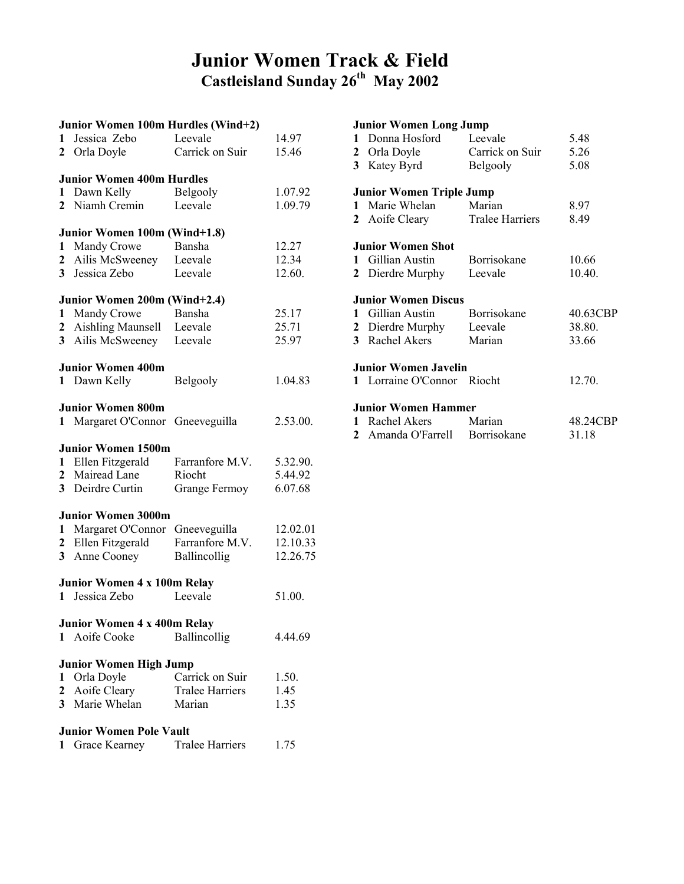# Junior Women Track & Field

## Castleisland Sunday 26th May 2002

### Junior Women 100m Hurdles (Wind+2)

| | | | |
|---|---|---|---|
| 1 | Jessica Zebo | Leevale | 14.97 |
| 2 | Orla Doyle | Carrick on Suir | 15.46 |

### Junior Women 400m Hurdles

| | | | |
|---|---|---|---|
| 1 | Dawn Kelly | Belgooly | 1.07.92 |
| 2 | Niamh Cremin | Leevale | 1.09.79 |

### Junior Women 100m (Wind+1.8)

| | | | |
|---|---|---|---|
| 1 | Mandy Crowe | Bansha | 12.27 |
| 2 | Ailis McSweeney | Leevale | 12.34 |
| 3 | Jessica Zebo | Leevale | 12.60. |

### Junior Women 200m (Wind+2.4)

| | | | |
|---|---|---|---|
| 1 | Mandy Crowe | Bansha | 25.17 |
| 2 | Aishling Maunsell | Leevale | 25.71 |
| 3 | Ailis McSweeney | Leevale | 25.97 |

### Junior Women 400m

| | | | |
|---|---|---|---|
| 1 | Dawn Kelly | Belgooly | 1.04.83 |

### Junior Women 800m

| | | | |
|---|---|---|---|
| 1 | Margaret O'Connor | Gneeveguilla | 2.53.00. |

### Junior Women 1500m

| | | | |
|---|---|---|---|
| 1 | Ellen Fitzgerald | Farranfore M.V. | 5.32.90. |
| 2 | Mairead Lane | Riocht | 5.44.92 |
| 3 | Deirdre Curtin | Grange Fermoy | 6.07.68 |

### Junior Women 3000m

| | | | |
|---|---|---|---|
| 1 | Margaret O'Connor | Gneeveguilla | 12.02.01 |
| 2 | Ellen Fitzgerald | Farranfore M.V. | 12.10.33 |
| 3 | Anne Cooney | Ballincollig | 12.26.75 |

### Junior Women 4 x 100m Relay

| | | | |
|---|---|---|---|
| 1 | Jessica Zebo | Leevale | 51.00. |

### Junior Women 4 x 400m Relay

| | | | |
|---|---|---|---|
| 1 | Aoife Cooke | Ballincollig | 4.44.69 |

### Junior Women High Jump

| | | | |
|---|---|---|---|
| 1 | Orla Doyle | Carrick on Suir | 1.50. |
| 2 | Aoife Cleary | Tralee Harriers | 1.45 |
| 3 | Marie Whelan | Marian | 1.35 |

### Junior Women Pole Vault

| | | | |
|---|---|---|---|
| 1 | Grace Kearney | Tralee Harriers | 1.75 |

### Junior Women Long Jump

| | | | |
|---|---|---|---|
| 1 | Donna Hosford | Leevale | 5.48 |
| 2 | Orla Doyle | Carrick on Suir | 5.26 |
| 3 | Katey Byrd | Belgooly | 5.08 |

### Junior Women Triple Jump

| | | | |
|---|---|---|---|
| 1 | Marie Whelan | Marian | 8.97 |
| 2 | Aoife Cleary | Tralee Harriers | 8.49 |

### Junior Women Shot

| | | | |
|---|---|---|---|
| 1 | Gillian Austin | Borrisokane | 10.66 |
| 2 | Dierdre Murphy | Leevale | 10.40. |

### Junior Women Discus

| | | | |
|---|---|---|---|
| 1 | Gillian Austin | Borrisokane | 40.63CBP |
| 2 | Dierdre Murphy | Leevale | 38.80. |
| 3 | Rachel Akers | Marian | 33.66 |

### Junior Women Javelin

| | | | |
|---|---|---|---|
| 1 | Lorraine O'Connor | Riocht | 12.70. |

### Junior Women Hammer

| | | | |
|---|---|---|---|
| 1 | Rachel Akers | Marian | 48.24CBP |
| 2 | Amanda O'Farrell | Borrisokane | 31.18 |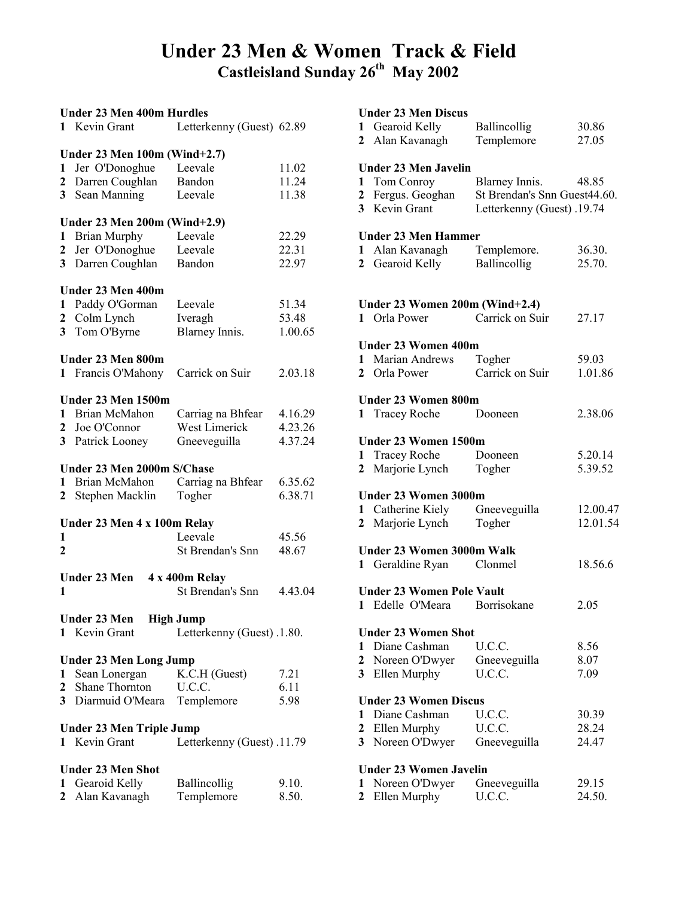# Under 23 Men & Women Track & Field

## Castleisland Sunday 26th May 2002

**Under 23 Men 400m Hurdles**

| | | | |
|---|---|---|---|
| 1 | Kevin Grant | Letterkenny (Guest) | 62.89 |

**Under 23 Men 100m (Wind+2.7)**

| | | | |
|---|---|---|---|
| 1 | Jer O'Donoghue | Leevale | 11.02 |
| 2 | Darren Coughlan | Bandon | 11.24 |
| 3 | Sean Manning | Leevale | 11.38 |

**Under 23 Men 200m (Wind+2.9)**

| | | | |
|---|---|---|---|
| 1 | Brian Murphy | Leevale | 22.29 |
| 2 | Jer O'Donoghue | Leevale | 22.31 |
| 3 | Darren Coughlan | Bandon | 22.97 |

**Under 23 Men 400m**

| | | | |
|---|---|---|---|
| 1 | Paddy O'Gorman | Leevale | 51.34 |
| 2 | Colm Lynch | Iveragh | 53.48 |
| 3 | Tom O'Byrne | Blarney Innis. | 1.00.65 |

**Under 23 Men 800m**

| | | | |
|---|---|---|---|
| 1 | Francis O'Mahony | Carrick on Suir | 2.03.18 |

**Under 23 Men 1500m**

| | | | |
|---|---|---|---|
| 1 | Brian McMahon | Carriag na Bhfear | 4.16.29 |
| 2 | Joe O'Connor | West Limerick | 4.23.26 |
| 3 | Patrick Looney | Gneeveguilla | 4.37.24 |

**Under 23 Men 2000m S/Chase**

| | | | |
|---|---|---|---|
| 1 | Brian McMahon | Carriag na Bhfear | 6.35.62 |
| 2 | Stephen Macklin | Togher | 6.38.71 |

**Under 23 Men 4 x 100m Relay**

| | | | |
|---|---|---|---|
| 1 | | Leevale | 45.56 |
| 2 | | St Brendan's Snn | 48.67 |

**Under 23 Men 4 x 400m Relay**

| | | | |
|---|---|---|---|
| 1 | | St Brendan's Snn | 4.43.04 |

**Under 23 Men High Jump**

| | | | |
|---|---|---|---|
| 1 | Kevin Grant | Letterkenny (Guest) | .1.80. |

**Under 23 Men Long Jump**

| | | | |
|---|---|---|---|
| 1 | Sean Lonergan | K.C.H (Guest) | 7.21 |
| 2 | Shane Thornton | U.C.C. | 6.11 |
| 3 | Diarmuid O'Meara | Templemore | 5.98 |

**Under 23 Men Triple Jump**

| | | | |
|---|---|---|---|
| 1 | Kevin Grant | Letterkenny (Guest) | .11.79 |

**Under 23 Men Shot**

| | | | |
|---|---|---|---|
| 1 | Gearoid Kelly | Ballincollig | 9.10. |
| 2 | Alan Kavanagh | Templemore | 8.50. |

**Under 23 Men Discus**

| | | | |
|---|---|---|---|
| 1 | Gearoid Kelly | Ballincollig | 30.86 |
| 2 | Alan Kavanagh | Templemore | 27.05 |

**Under 23 Men Javelin**

| | | | |
|---|---|---|---|
| 1 | Tom Conroy | Blarney Innis. | 48.85 |
| 2 | Fergus. Geoghan | St Brendan's Snn Guest | 44.60. |
| 3 | Kevin Grant | Letterkenny (Guest) | .19.74 |

**Under 23 Men Hammer**

| | | | |
|---|---|---|---|
| 1 | Alan Kavanagh | Templemore. | 36.30. |
| 2 | Gearoid Kelly | Ballincollig | 25.70. |

**Under 23 Women 200m (Wind+2.4)**

| | | | |
|---|---|---|---|
| 1 | Orla Power | Carrick on Suir | 27.17 |

**Under 23 Women 400m**

| | | | |
|---|---|---|---|
| 1 | Marian Andrews | Togher | 59.03 |
| 2 | Orla Power | Carrick on Suir | 1.01.86 |

**Under 23 Women 800m**

| | | | |
|---|---|---|---|
| 1 | Tracey Roche | Dooneen | 2.38.06 |

**Under 23 Women 1500m**

| | | | |
|---|---|---|---|
| 1 | Tracey Roche | Dooneen | 5.20.14 |
| 2 | Marjorie Lynch | Togher | 5.39.52 |

**Under 23 Women 3000m**

| | | | |
|---|---|---|---|
| 1 | Catherine Kiely | Gneeveguilla | 12.00.47 |
| 2 | Marjorie Lynch | Togher | 12.01.54 |

**Under 23 Women 3000m Walk**

| | | | |
|---|---|---|---|
| 1 | Geraldine Ryan | Clonmel | 18.56.6 |

**Under 23 Women Pole Vault**

| | | | |
|---|---|---|---|
| 1 | Edelle O'Meara | Borrisokane | 2.05 |

**Under 23 Women Shot**

| | | | |
|---|---|---|---|
| 1 | Diane Cashman | U.C.C. | 8.56 |
| 2 | Noreen O'Dwyer | Gneeveguilla | 8.07 |
| 3 | Ellen Murphy | U.C.C. | 7.09 |

**Under 23 Women Discus**

| | | | |
|---|---|---|---|
| 1 | Diane Cashman | U.C.C. | 30.39 |
| 2 | Ellen Murphy | U.C.C. | 28.24 |
| 3 | Noreen O'Dwyer | Gneeveguilla | 24.47 |

**Under 23 Women Javelin**

| | | | |
|---|---|---|---|
| 1 | Noreen O'Dwyer | Gneeveguilla | 29.15 |
| 2 | Ellen Murphy | U.C.C. | 24.50. |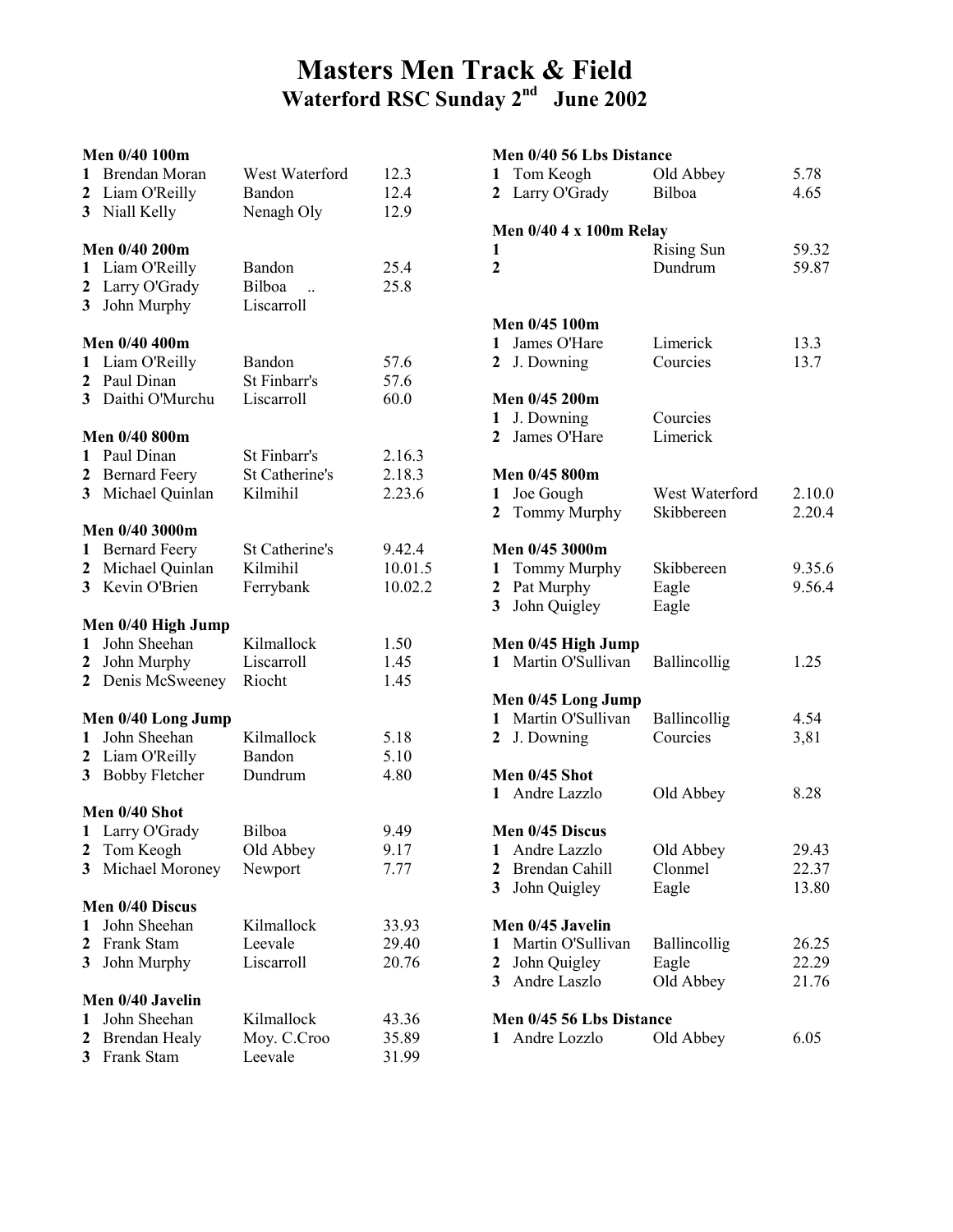# Masters Men Track & Field

## Waterford RSC Sunday 2nd June 2002

**Men 0/40 100m**

| | | | |
|---|---|---|---|
| 1 | Brendan Moran | West Waterford | 12.3 |
| 2 | Liam O'Reilly | Bandon | 12.4 |
| 3 | Niall Kelly | Nenagh Oly | 12.9 |

**Men 0/40 200m**

| | | | |
|---|---|---|---|
| 1 | Liam O'Reilly | Bandon | 25.4 |
| 2 | Larry O'Grady | Bilboa .. | 25.8 |
| 3 | John Murphy | Liscarroll | |

**Men 0/40 400m**

| | | | |
|---|---|---|---|
| 1 | Liam O'Reilly | Bandon | 57.6 |
| 2 | Paul Dinan | St Finbarr's | 57.6 |
| 3 | Daithi O'Murchu | Liscarroll | 60.0 |

**Men 0/40 800m**

| | | | |
|---|---|---|---|
| 1 | Paul Dinan | St Finbarr's | 2.16.3 |
| 2 | Bernard Feery | St Catherine's | 2.18.3 |
| 3 | Michael Quinlan | Kilmihil | 2.23.6 |

**Men 0/40 3000m**

| | | | |
|---|---|---|---|
| 1 | Bernard Feery | St Catherine's | 9.42.4 |
| 2 | Michael Quinlan | Kilmihil | 10.01.5 |
| 3 | Kevin O'Brien | Ferrybank | 10.02.2 |

**Men 0/40 High Jump**

| | | | |
|---|---|---|---|
| 1 | John Sheehan | Kilmallock | 1.50 |
| 2 | John Murphy | Liscarroll | 1.45 |
| 2 | Denis McSweeney | Riocht | 1.45 |

**Men 0/40 Long Jump**

| | | | |
|---|---|---|---|
| 1 | John Sheehan | Kilmallock | 5.18 |
| 2 | Liam O'Reilly | Bandon | 5.10 |
| 3 | Bobby Fletcher | Dundrum | 4.80 |

**Men 0/40 Shot**

| | | | |
|---|---|---|---|
| 1 | Larry O'Grady | Bilboa | 9.49 |
| 2 | Tom Keogh | Old Abbey | 9.17 |
| 3 | Michael Moroney | Newport | 7.77 |

**Men 0/40 Discus**

| | | | |
|---|---|---|---|
| 1 | John Sheehan | Kilmallock | 33.93 |
| 2 | Frank Stam | Leevale | 29.40 |
| 3 | John Murphy | Liscarroll | 20.76 |

**Men 0/40 Javelin**

| | | | |
|---|---|---|---|
| 1 | John Sheehan | Kilmallock | 43.36 |
| 2 | Brendan Healy | Moy. C.Croo | 35.89 |
| 3 | Frank Stam | Leevale | 31.99 |

**Men 0/40 56 Lbs Distance**

| | | | |
|---|---|---|---|
| 1 | Tom Keogh | Old Abbey | 5.78 |
| 2 | Larry O'Grady | Bilboa | 4.65 |

**Men 0/40 4 x 100m Relay**

| | | | |
|---|---|---|---|
| 1 | | Rising Sun | 59.32 |
| 2 | | Dundrum | 59.87 |

**Men 0/45 100m**

| | | | |
|---|---|---|---|
| 1 | James O'Hare | Limerick | 13.3 |
| 2 | J. Downing | Courcies | 13.7 |

**Men 0/45 200m**

| | | | |
|---|---|---|---|
| 1 | J. Downing | Courcies | |
| 2 | James O'Hare | Limerick | |

**Men 0/45 800m**

| | | | |
|---|---|---|---|
| 1 | Joe Gough | West Waterford | 2.10.0 |
| 2 | Tommy Murphy | Skibbereen | 2.20.4 |

**Men 0/45 3000m**

| | | | |
|---|---|---|---|
| 1 | Tommy Murphy | Skibbereen | 9.35.6 |
| 2 | Pat Murphy | Eagle | 9.56.4 |
| 3 | John Quigley | Eagle | |

**Men 0/45 High Jump**

| | | | |
|---|---|---|---|
| 1 | Martin O'Sullivan | Ballincollig | 1.25 |

**Men 0/45 Long Jump**

| | | | |
|---|---|---|---|
| 1 | Martin O'Sullivan | Ballincollig | 4.54 |
| 2 | J. Downing | Courcies | 3,81 |

**Men 0/45 Shot**

| | | | |
|---|---|---|---|
| 1 | Andre Lazzlo | Old Abbey | 8.28 |

**Men 0/45 Discus**

| | | | |
|---|---|---|---|
| 1 | Andre Lazzlo | Old Abbey | 29.43 |
| 2 | Brendan Cahill | Clonmel | 22.37 |
| 3 | John Quigley | Eagle | 13.80 |

**Men 0/45 Javelin**

| | | | |
|---|---|---|---|
| 1 | Martin O'Sullivan | Ballincollig | 26.25 |
| 2 | John Quigley | Eagle | 22.29 |
| 3 | Andre Laszlo | Old Abbey | 21.76 |

**Men 0/45 56 Lbs Distance**

| | | | |
|---|---|---|---|
| 1 | Andre Lozzlo | Old Abbey | 6.05 |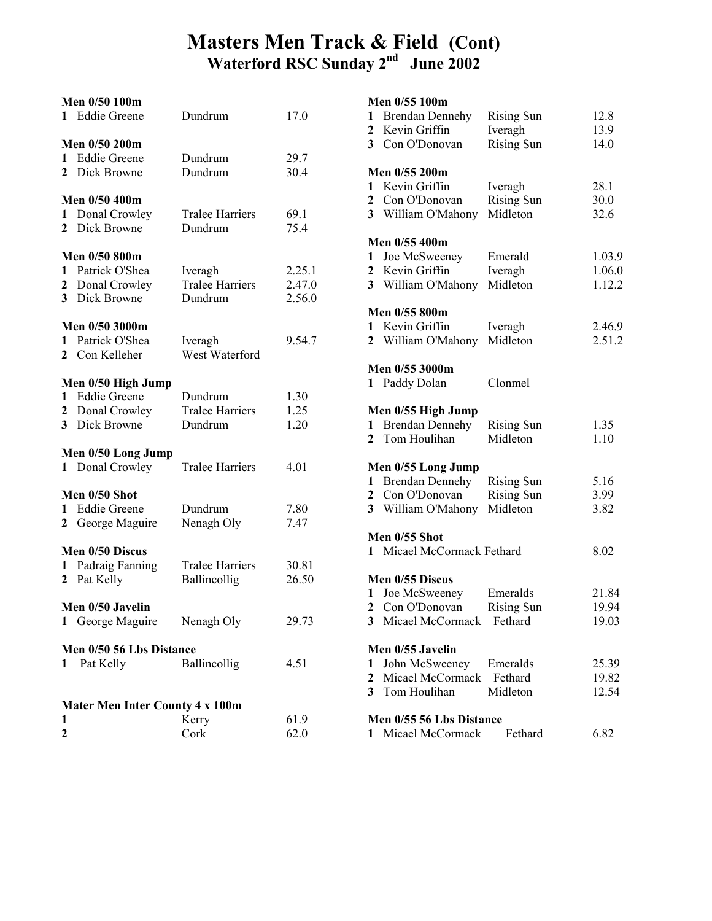# Masters Men Track & Field (Cont)

## Waterford RSC Sunday 2nd June 2002

**Men 0/50 100m**

| | | | |
|---|---|---|---|
| 1 | Eddie Greene | Dundrum | 17.0 |

**Men 0/50 200m**

| | | | |
|---|---|---|---|
| 1 | Eddie Greene | Dundrum | 29.7 |
| 2 | Dick Browne | Dundrum | 30.4 |

**Men 0/50 400m**

| | | | |
|---|---|---|---|
| 1 | Donal Crowley | Tralee Harriers | 69.1 |
| 2 | Dick Browne | Dundrum | 75.4 |

**Men 0/50 800m**

| | | | |
|---|---|---|---|
| 1 | Patrick O'Shea | Iveragh | 2.25.1 |
| 2 | Donal Crowley | Tralee Harriers | 2.47.0 |
| 3 | Dick Browne | Dundrum | 2.56.0 |

**Men 0/50 3000m**

| | | | |
|---|---|---|---|
| 1 | Patrick O'Shea | Iveragh | 9.54.7 |
| 2 | Con Kelleher | West Waterford | |

**Men 0/50 High Jump**

| | | | |
|---|---|---|---|
| 1 | Eddie Greene | Dundrum | 1.30 |
| 2 | Donal Crowley | Tralee Harriers | 1.25 |
| 3 | Dick Browne | Dundrum | 1.20 |

**Men 0/50 Long Jump**

| | | | |
|---|---|---|---|
| 1 | Donal Crowley | Tralee Harriers | 4.01 |

**Men 0/50 Shot**

| | | | |
|---|---|---|---|
| 1 | Eddie Greene | Dundrum | 7.80 |
| 2 | George Maguire | Nenagh Oly | 7.47 |

**Men 0/50 Discus**

| | | | |
|---|---|---|---|
| 1 | Padraig Fanning | Tralee Harriers | 30.81 |
| 2 | Pat Kelly | Ballincollig | 26.50 |

**Men 0/50 Javelin**

| | | | |
|---|---|---|---|
| 1 | George Maguire | Nenagh Oly | 29.73 |

**Men 0/50 56 Lbs Distance**

| | | | |
|---|---|---|---|
| 1 | Pat Kelly | Ballincollig | 4.51 |

**Mater Men Inter County 4 x 100m**

| | | |
|---|---|---|
| 1 | Kerry | 61.9 |
| 2 | Cork | 62.0 |

**Men 0/55 100m**

| | | | |
|---|---|---|---|
| 1 | Brendan Dennehy | Rising Sun | 12.8 |
| 2 | Kevin Griffin | Iveragh | 13.9 |
| 3 | Con O'Donovan | Rising Sun | 14.0 |

**Men 0/55 200m**

| | | | |
|---|---|---|---|
| 1 | Kevin Griffin | Iveragh | 28.1 |
| 2 | Con O'Donovan | Rising Sun | 30.0 |
| 3 | William O'Mahony | Midleton | 32.6 |

**Men 0/55 400m**

| | | | |
|---|---|---|---|
| 1 | Joe McSweeney | Emerald | 1.03.9 |
| 2 | Kevin Griffin | Iveragh | 1.06.0 |
| 3 | William O'Mahony | Midleton | 1.12.2 |

**Men 0/55 800m**

| | | | |
|---|---|---|---|
| 1 | Kevin Griffin | Iveragh | 2.46.9 |
| 2 | William O'Mahony | Midleton | 2.51.2 |

**Men 0/55 3000m**

| | | | |
|---|---|---|---|
| 1 | Paddy Dolan | Clonmel | |

**Men 0/55 High Jump**

| | | | |
|---|---|---|---|
| 1 | Brendan Dennehy | Rising Sun | 1.35 |
| 2 | Tom Houlihan | Midleton | 1.10 |

**Men 0/55 Long Jump**

| | | | |
|---|---|---|---|
| 1 | Brendan Dennehy | Rising Sun | 5.16 |
| 2 | Con O'Donovan | Rising Sun | 3.99 |
| 3 | William O'Mahony | Midleton | 3.82 |

**Men 0/55 Shot**

| | | | |
|---|---|---|---|
| 1 | Micael McCormack | Fethard | 8.02 |

**Men 0/55 Discus**

| | | | |
|---|---|---|---|
| 1 | Joe McSweeney | Emeralds | 21.84 |
| 2 | Con O'Donovan | Rising Sun | 19.94 |
| 3 | Micael McCormack | Fethard | 19.03 |

**Men 0/55 Javelin**

| | | | |
|---|---|---|---|
| 1 | John McSweeney | Emeralds | 25.39 |
| 2 | Micael McCormack | Fethard | 19.82 |
| 3 | Tom Houlihan | Midleton | 12.54 |

**Men 0/55 56 Lbs Distance**

| | | | |
|---|---|---|---|
| 1 | Micael McCormack | Fethard | 6.82 |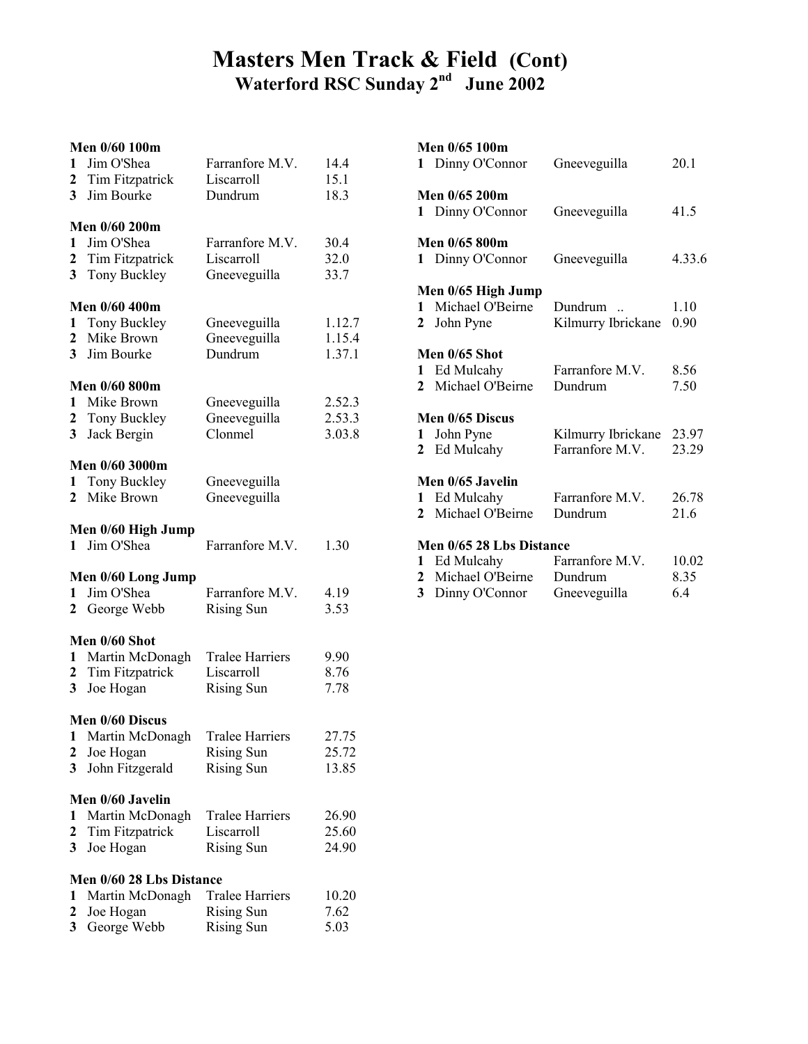# Masters Men Track & Field (Cont)

## Waterford RSC Sunday 2nd June 2002

**Men 0/60 100m**

| | | | |
|---|---|---|---|
| 1 | Jim O'Shea | Farranfore M.V. | 14.4 |
| 2 | Tim Fitzpatrick | Liscarroll | 15.1 |
| 3 | Jim Bourke | Dundrum | 18.3 |

**Men 0/60 200m**

| | | | |
|---|---|---|---|
| 1 | Jim O'Shea | Farranfore M.V. | 30.4 |
| 2 | Tim Fitzpatrick | Liscarroll | 32.0 |
| 3 | Tony Buckley | Gneeveguilla | 33.7 |

**Men 0/60 400m**

| | | | |
|---|---|---|---|
| 1 | Tony Buckley | Gneeveguilla | 1.12.7 |
| 2 | Mike Brown | Gneeveguilla | 1.15.4 |
| 3 | Jim Bourke | Dundrum | 1.37.1 |

**Men 0/60 800m**

| | | | |
|---|---|---|---|
| 1 | Mike Brown | Gneeveguilla | 2.52.3 |
| 2 | Tony Buckley | Gneeveguilla | 2.53.3 |
| 3 | Jack Bergin | Clonmel | 3.03.8 |

**Men 0/60 3000m**

| | | | |
|---|---|---|---|
| 1 | Tony Buckley | Gneeveguilla | |
| 2 | Mike Brown | Gneeveguilla | |

**Men 0/60 High Jump**

| | | | |
|---|---|---|---|
| 1 | Jim O'Shea | Farranfore M.V. | 1.30 |

**Men 0/60 Long Jump**

| | | | |
|---|---|---|---|
| 1 | Jim O'Shea | Farranfore M.V. | 4.19 |
| 2 | George Webb | Rising Sun | 3.53 |

**Men 0/60 Shot**

| | | | |
|---|---|---|---|
| 1 | Martin McDonagh | Tralee Harriers | 9.90 |
| 2 | Tim Fitzpatrick | Liscarroll | 8.76 |
| 3 | Joe Hogan | Rising Sun | 7.78 |

**Men 0/60 Discus**

| | | | |
|---|---|---|---|
| 1 | Martin McDonagh | Tralee Harriers | 27.75 |
| 2 | Joe Hogan | Rising Sun | 25.72 |
| 3 | John Fitzgerald | Rising Sun | 13.85 |

**Men 0/60 Javelin**

| | | | |
|---|---|---|---|
| 1 | Martin McDonagh | Tralee Harriers | 26.90 |
| 2 | Tim Fitzpatrick | Liscarroll | 25.60 |
| 3 | Joe Hogan | Rising Sun | 24.90 |

**Men 0/60 28 Lbs Distance**

| | | | |
|---|---|---|---|
| 1 | Martin McDonagh | Tralee Harriers | 10.20 |
| 2 | Joe Hogan | Rising Sun | 7.62 |
| 3 | George Webb | Rising Sun | 5.03 |

**Men 0/65 100m**

| | | | |
|---|---|---|---|
| 1 | Dinny O'Connor | Gneeveguilla | 20.1 |

**Men 0/65 200m**

| | | | |
|---|---|---|---|
| 1 | Dinny O'Connor | Gneeveguilla | 41.5 |

**Men 0/65 800m**

| | | | |
|---|---|---|---|
| 1 | Dinny O'Connor | Gneeveguilla | 4.33.6 |

**Men 0/65 High Jump**

| | | | |
|---|---|---|---|
| 1 | Michael O'Beirne | Dundrum .. | 1.10 |
| 2 | John Pyne | Kilmurry Ibrickane | 0.90 |

**Men 0/65 Shot**

| | | | |
|---|---|---|---|
| 1 | Ed Mulcahy | Farranfore M.V. | 8.56 |
| 2 | Michael O'Beirne | Dundrum | 7.50 |

**Men 0/65 Discus**

| | | | |
|---|---|---|---|
| 1 | John Pyne | Kilmurry Ibrickane | 23.97 |
| 2 | Ed Mulcahy | Farranfore M.V. | 23.29 |

**Men 0/65 Javelin**

| | | | |
|---|---|---|---|
| 1 | Ed Mulcahy | Farranfore M.V. | 26.78 |
| 2 | Michael O'Beirne | Dundrum | 21.6 |

**Men 0/65 28 Lbs Distance**

| | | | |
|---|---|---|---|
| 1 | Ed Mulcahy | Farranfore M.V. | 10.02 |
| 2 | Michael O'Beirne | Dundrum | 8.35 |
| 3 | Dinny O'Connor | Gneeveguilla | 6.4 |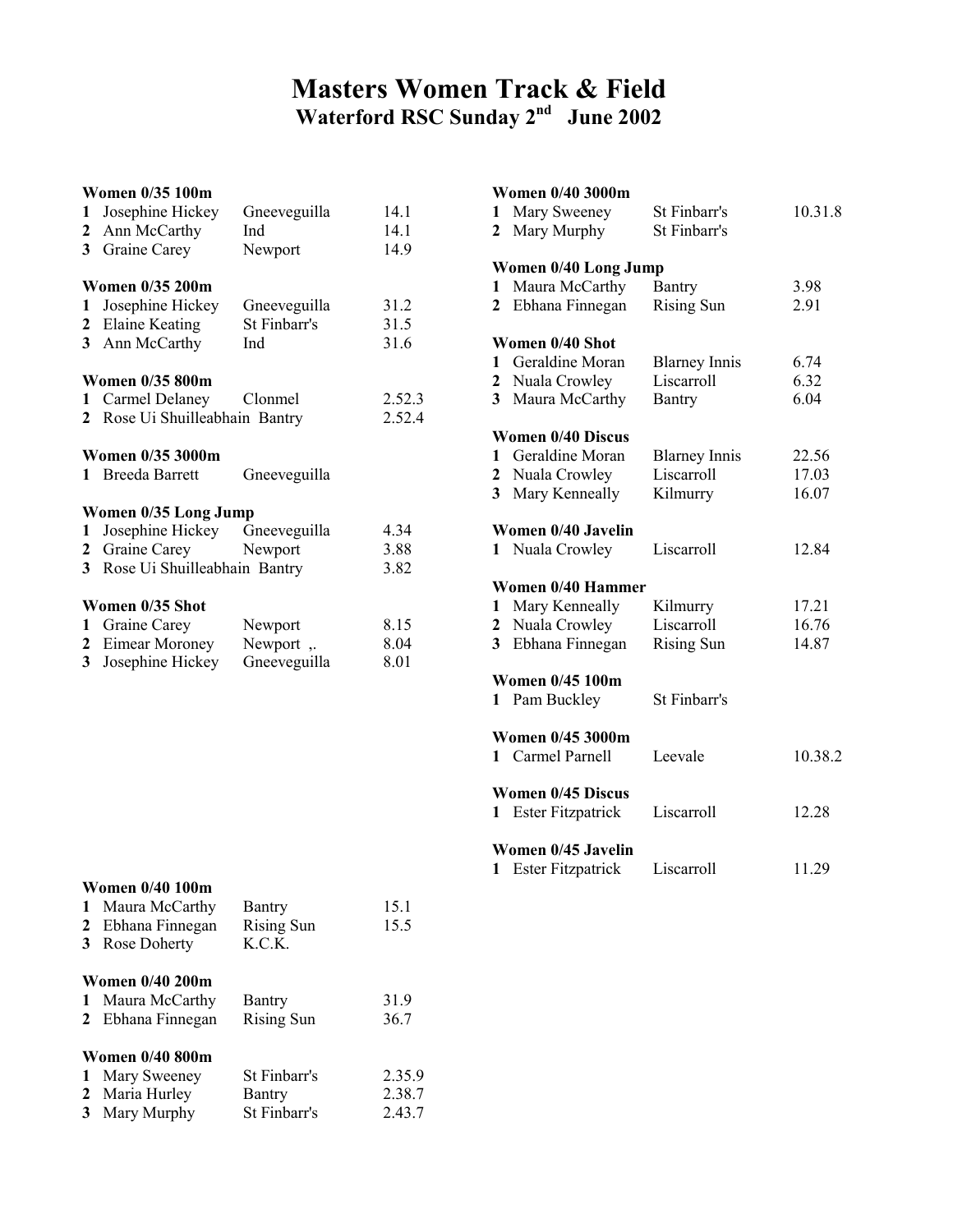# Masters Women Track & Field

## Waterford RSC Sunday 2nd June 2002

**Women 0/35 100m**

| | | | |
|---|---|---|---|
| **1** | Josephine Hickey | Gneeveguilla | 14.1 |
| **2** | Ann McCarthy | Ind | 14.1 |
| **3** | Graine Carey | Newport | 14.9 |

**Women 0/35 200m**

| | | | |
|---|---|---|---|
| **1** | Josephine Hickey | Gneeveguilla | 31.2 |
| **2** | Elaine Keating | St Finbarr's | 31.5 |
| **3** | Ann McCarthy | Ind | 31.6 |

**Women 0/35 800m**

| | | | |
|---|---|---|---|
| **1** | Carmel Delaney | Clonmel | 2.52.3 |
| **2** | Rose Ui Shuilleabhain | Bantry | 2.52.4 |

**Women 0/35 3000m**

| | | | |
|---|---|---|---|
| **1** | Breeda Barrett | Gneeveguilla | |

**Women 0/35 Long Jump**

| | | | |
|---|---|---|---|
| **1** | Josephine Hickey | Gneeveguilla | 4.34 |
| **2** | Graine Carey | Newport | 3.88 |
| **3** | Rose Ui Shuilleabhain | Bantry | 3.82 |

**Women 0/35 Shot**

| | | | |
|---|---|---|---|
| **1** | Graine Carey | Newport | 8.15 |
| **2** | Eimear Moroney | Newport ,. | 8.04 |
| **3** | Josephine Hickey | Gneeveguilla | 8.01 |

**Women 0/40 100m**

| | | | |
|---|---|---|---|
| **1** | Maura McCarthy | Bantry | 15.1 |
| **2** | Ebhana Finnegan | Rising Sun | 15.5 |
| **3** | Rose Doherty | K.C.K. | |

**Women 0/40 200m**

| | | | |
|---|---|---|---|
| **1** | Maura McCarthy | Bantry | 31.9 |
| **2** | Ebhana Finnegan | Rising Sun | 36.7 |

**Women 0/40 800m**

| | | | |
|---|---|---|---|
| **1** | Mary Sweeney | St Finbarr's | 2.35.9 |
| **2** | Maria Hurley | Bantry | 2.38.7 |
| **3** | Mary Murphy | St Finbarr's | 2.43.7 |

**Women 0/40 3000m**

| | | | |
|---|---|---|---|
| **1** | Mary Sweeney | St Finbarr's | 10.31.8 |
| **2** | Mary Murphy | St Finbarr's | |

**Women 0/40 Long Jump**

| | | | |
|---|---|---|---|
| **1** | Maura McCarthy | Bantry | 3.98 |
| **2** | Ebhana Finnegan | Rising Sun | 2.91 |

**Women 0/40 Shot**

| | | | |
|---|---|---|---|
| **1** | Geraldine Moran | Blarney Innis | 6.74 |
| **2** | Nuala Crowley | Liscarroll | 6.32 |
| **3** | Maura McCarthy | Bantry | 6.04 |

**Women 0/40 Discus**

| | | | |
|---|---|---|---|
| **1** | Geraldine Moran | Blarney Innis | 22.56 |
| **2** | Nuala Crowley | Liscarroll | 17.03 |
| **3** | Mary Kenneally | Kilmurry | 16.07 |

**Women 0/40 Javelin**

| | | | |
|---|---|---|---|
| **1** | Nuala Crowley | Liscarroll | 12.84 |

**Women 0/40 Hammer**

| | | | |
|---|---|---|---|
| **1** | Mary Kenneally | Kilmurry | 17.21 |
| **2** | Nuala Crowley | Liscarroll | 16.76 |
| **3** | Ebhana Finnegan | Rising Sun | 14.87 |

**Women 0/45 100m**

| | | | |
|---|---|---|---|
| **1** | Pam Buckley | St Finbarr's | |

**Women 0/45 3000m**

| | | | |
|---|---|---|---|
| **1** | Carmel Parnell | Leevale | 10.38.2 |

**Women 0/45 Discus**

| | | | |
|---|---|---|---|
| **1** | Ester Fitzpatrick | Liscarroll | 12.28 |

**Women 0/45 Javelin**

| | | | |
|---|---|---|---|
| **1** | Ester Fitzpatrick | Liscarroll | 11.29 |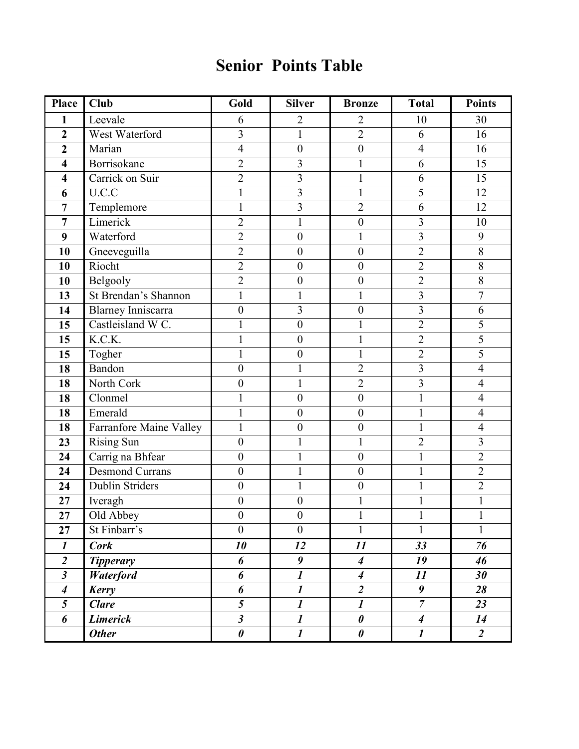# Senior Points Table

| Place | Club | Gold | Silver | Bronze | Total | Points |
|---|---|---|---|---|---|---|
| **1** | Leevale | 6 | 2 | 2 | 10 | 30 |
| **2** | West Waterford | 3 | 1 | 2 | 6 | 16 |
| **2** | Marian | 4 | 0 | 0 | 4 | 16 |
| **4** | Borrisokane | 2 | 3 | 1 | 6 | 15 |
| **4** | Carrick on Suir | 2 | 3 | 1 | 6 | 15 |
| **6** | U.C.C | 1 | 3 | 1 | 5 | 12 |
| **7** | Templemore | 1 | 3 | 2 | 6 | 12 |
| **7** | Limerick | 2 | 1 | 0 | 3 | 10 |
| **9** | Waterford | 2 | 0 | 1 | 3 | 9 |
| **10** | Gneeveguilla | 2 | 0 | 0 | 2 | 8 |
| **10** | Riocht | 2 | 0 | 0 | 2 | 8 |
| **10** | Belgooly | 2 | 0 | 0 | 2 | 8 |
| **13** | St Brendan's Shannon | 1 | 1 | 1 | 3 | 7 |
| **14** | Blarney Inniscarra | 0 | 3 | 0 | 3 | 6 |
| **15** | Castleisland W C. | 1 | 0 | 1 | 2 | 5 |
| **15** | K.C.K. | 1 | 0 | 1 | 2 | 5 |
| **15** | Togher | 1 | 0 | 1 | 2 | 5 |
| **18** | Bandon | 0 | 1 | 2 | 3 | 4 |
| **18** | North Cork | 0 | 1 | 2 | 3 | 4 |
| **18** | Clonmel | 1 | 0 | 0 | 1 | 4 |
| **18** | Emerald | 1 | 0 | 0 | 1 | 4 |
| **18** | Farranfore Maine Valley | 1 | 0 | 0 | 1 | 4 |
| **23** | Rising Sun | 0 | 1 | 1 | 2 | 3 |
| **24** | Carrig na Bhfear | 0 | 1 | 0 | 1 | 2 |
| **24** | Desmond Currans | 0 | 1 | 0 | 1 | 2 |
| **24** | Dublin Striders | 0 | 1 | 0 | 1 | 2 |
| **27** | Iveragh | 0 | 0 | 1 | 1 | 1 |
| **27** | Old Abbey | 0 | 0 | 1 | 1 | 1 |
| **27** | St Finbarr's | 0 | 0 | 1 | 1 | 1 |
| ***1*** | ***Cork*** | ***10*** | ***12*** | ***11*** | ***33*** | ***76*** |
| ***2*** | ***Tipperary*** | ***6*** | ***9*** | ***4*** | ***19*** | ***46*** |
| ***3*** | ***Waterford*** | ***6*** | ***1*** | ***4*** | ***11*** | ***30*** |
| ***4*** | ***Kerry*** | ***6*** | ***1*** | ***2*** | ***9*** | ***28*** |
| ***5*** | ***Clare*** | ***5*** | ***1*** | ***1*** | ***7*** | ***23*** |
| ***6*** | ***Limerick*** | ***3*** | ***1*** | ***0*** | ***4*** | ***14*** |
| | ***Other*** | ***0*** | ***1*** | ***0*** | ***1*** | ***2*** |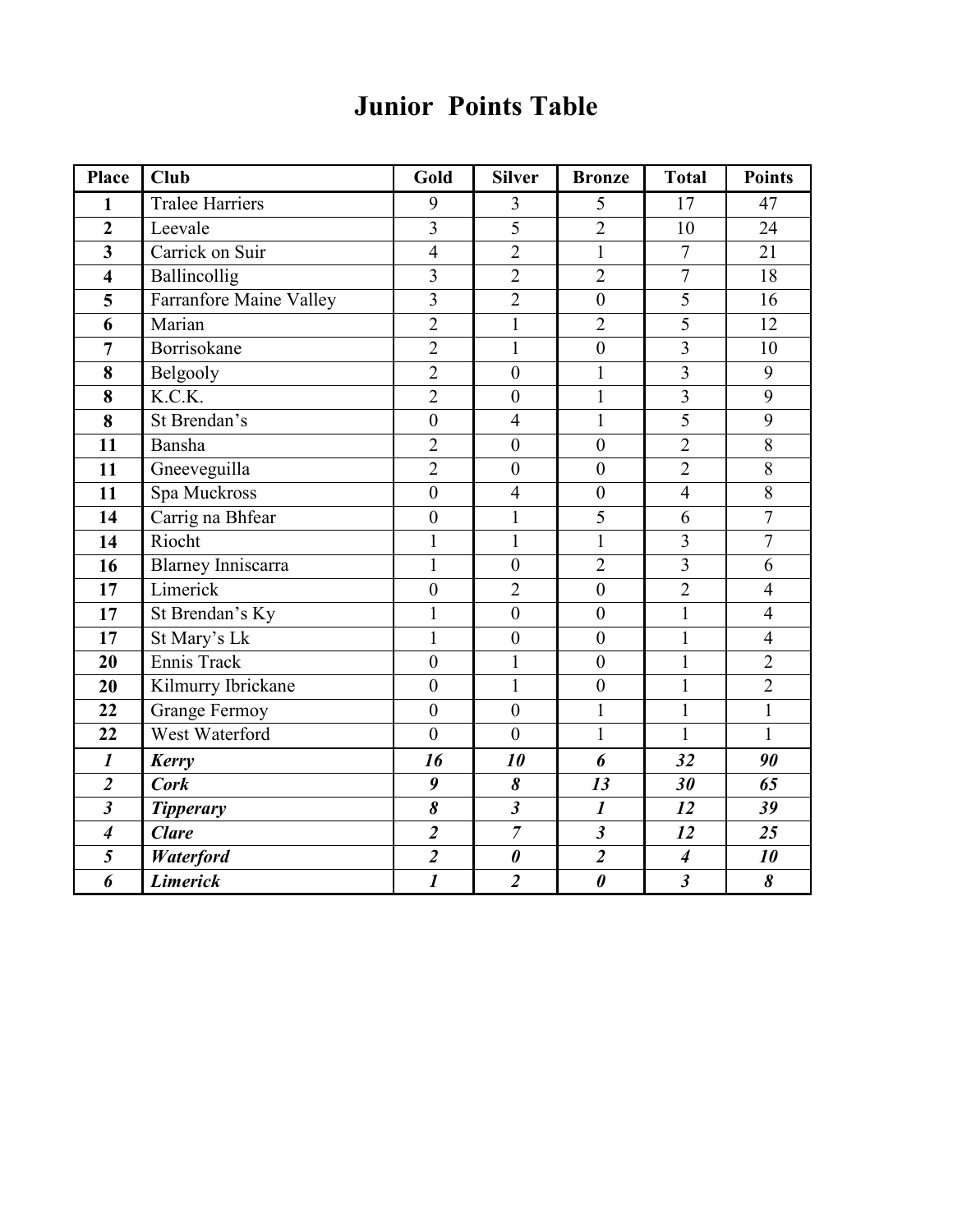# Junior Points Table

| Place | Club | Gold | Silver | Bronze | Total | Points |
|---|---|---|---|---|---|---|
| **1** | Tralee Harriers | 9 | 3 | 5 | 17 | 47 |
| **2** | Leevale | 3 | 5 | 2 | 10 | 24 |
| **3** | Carrick on Suir | 4 | 2 | 1 | 7 | 21 |
| **4** | Ballincollig | 3 | 2 | 2 | 7 | 18 |
| **5** | Farranfore Maine Valley | 3 | 2 | 0 | 5 | 16 |
| **6** | Marian | 2 | 1 | 2 | 5 | 12 |
| **7** | Borrisokane | 2 | 1 | 0 | 3 | 10 |
| **8** | Belgooly | 2 | 0 | 1 | 3 | 9 |
| **8** | K.C.K. | 2 | 0 | 1 | 3 | 9 |
| **8** | St Brendan's | 0 | 4 | 1 | 5 | 9 |
| **11** | Bansha | 2 | 0 | 0 | 2 | 8 |
| **11** | Gneeveguilla | 2 | 0 | 0 | 2 | 8 |
| **11** | Spa Muckross | 0 | 4 | 0 | 4 | 8 |
| **14** | Carrig na Bhfear | 0 | 1 | 5 | 6 | 7 |
| **14** | Riocht | 1 | 1 | 1 | 3 | 7 |
| **16** | Blarney Inniscarra | 1 | 0 | 2 | 3 | 6 |
| **17** | Limerick | 0 | 2 | 0 | 2 | 4 |
| **17** | St Brendan's Ky | 1 | 0 | 0 | 1 | 4 |
| **17** | St Mary's Lk | 1 | 0 | 0 | 1 | 4 |
| **20** | Ennis Track | 0 | 1 | 0 | 1 | 2 |
| **20** | Kilmurry Ibrickane | 0 | 1 | 0 | 1 | 2 |
| **22** | Grange Fermoy | 0 | 0 | 1 | 1 | 1 |
| **22** | West Waterford | 0 | 0 | 1 | 1 | 1 |
| ***1*** | ***Kerry*** | ***16*** | ***10*** | ***6*** | ***32*** | ***90*** |
| ***2*** | ***Cork*** | ***9*** | ***8*** | ***13*** | ***30*** | ***65*** |
| ***3*** | ***Tipperary*** | ***8*** | ***3*** | ***1*** | ***12*** | ***39*** |
| ***4*** | ***Clare*** | ***2*** | ***7*** | ***3*** | ***12*** | ***25*** |
| ***5*** | ***Waterford*** | ***2*** | ***0*** | ***2*** | ***4*** | ***10*** |
| ***6*** | ***Limerick*** | ***1*** | ***2*** | ***0*** | ***3*** | ***8*** |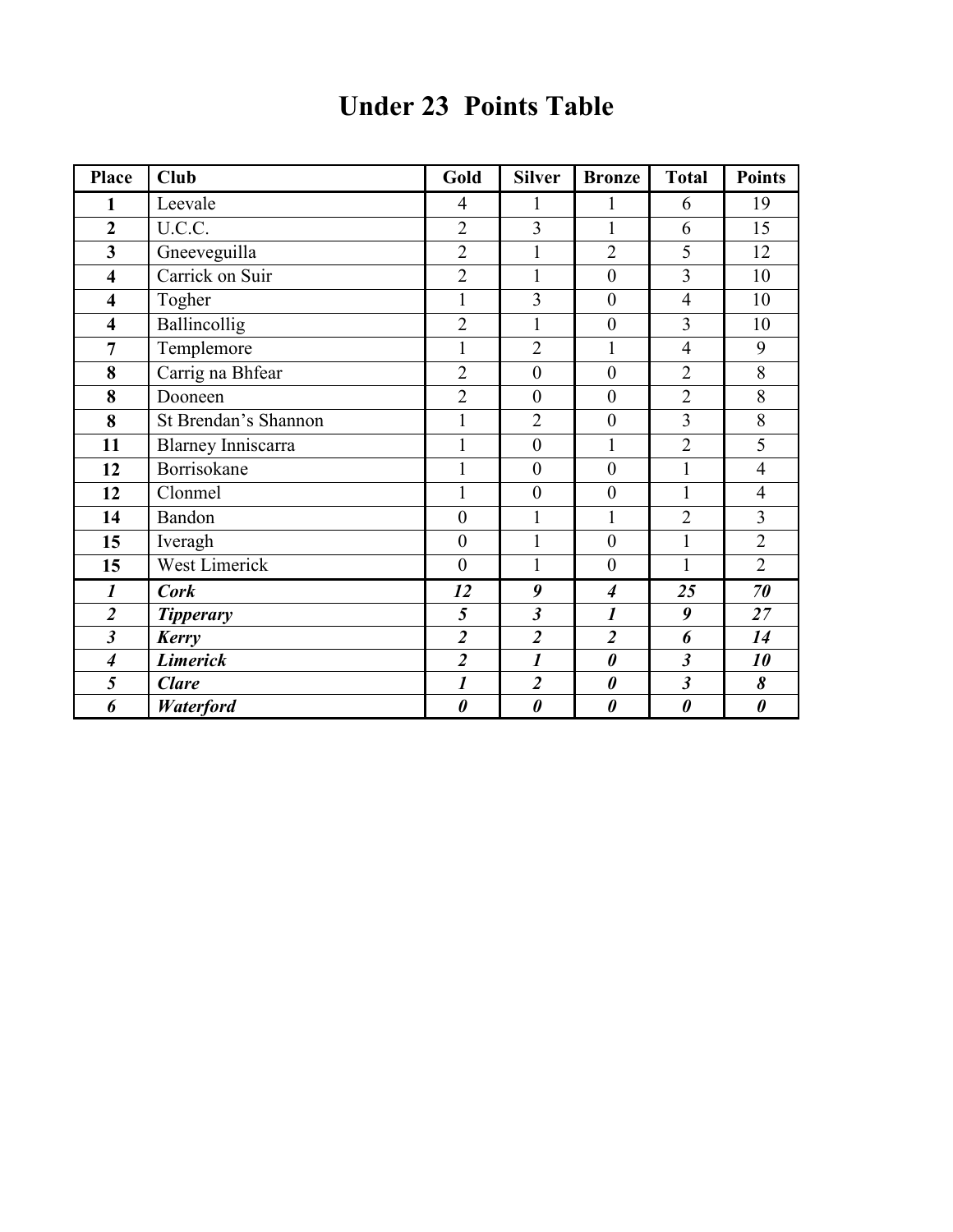# Under 23 Points Table

| Place | Club | Gold | Silver | Bronze | Total | Points |
|---|---|---|---|---|---|---|
| **1** | Leevale | 4 | 1 | 1 | 6 | 19 |
| **2** | U.C.C. | 2 | 3 | 1 | 6 | 15 |
| **3** | Gneeveguilla | 2 | 1 | 2 | 5 | 12 |
| **4** | Carrick on Suir | 2 | 1 | 0 | 3 | 10 |
| **4** | Togher | 1 | 3 | 0 | 4 | 10 |
| **4** | Ballincollig | 2 | 1 | 0 | 3 | 10 |
| **7** | Templemore | 1 | 2 | 1 | 4 | 9 |
| **8** | Carrig na Bhfear | 2 | 0 | 0 | 2 | 8 |
| **8** | Dooneen | 2 | 0 | 0 | 2 | 8 |
| **8** | St Brendan's Shannon | 1 | 2 | 0 | 3 | 8 |
| **11** | Blarney Inniscarra | 1 | 0 | 1 | 2 | 5 |
| **12** | Borrisokane | 1 | 0 | 0 | 1 | 4 |
| **12** | Clonmel | 1 | 0 | 0 | 1 | 4 |
| **14** | Bandon | 0 | 1 | 1 | 2 | 3 |
| **15** | Iveragh | 0 | 1 | 0 | 1 | 2 |
| **15** | West Limerick | 0 | 1 | 0 | 1 | 2 |
| ***1*** | ***Cork*** | ***12*** | ***9*** | ***4*** | ***25*** | ***70*** |
| ***2*** | ***Tipperary*** | ***5*** | ***3*** | ***1*** | ***9*** | ***27*** |
| ***3*** | ***Kerry*** | ***2*** | ***2*** | ***2*** | ***6*** | ***14*** |
| ***4*** | ***Limerick*** | ***2*** | ***1*** | ***0*** | ***3*** | ***10*** |
| ***5*** | ***Clare*** | ***1*** | ***2*** | ***0*** | ***3*** | ***8*** |
| ***6*** | ***Waterford*** | ***0*** | ***0*** | ***0*** | ***0*** | ***0*** |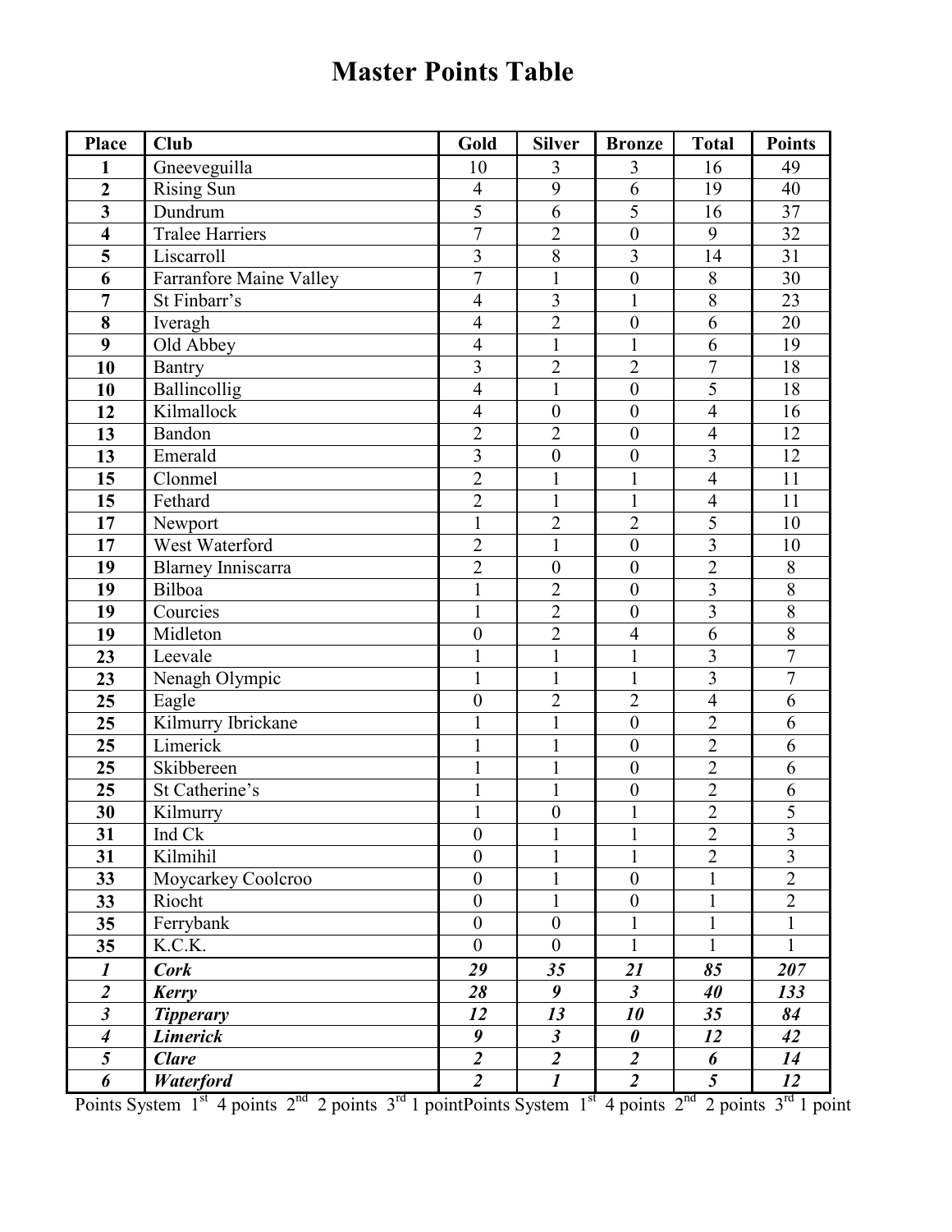# Master Points Table

| Place | Club | Gold | Silver | Bronze | Total | Points |
|---|---|---|---|---|---|---|
| **1** | Gneeveguilla | 10 | 3 | 3 | 16 | 49 |
| **2** | Rising Sun | 4 | 9 | 6 | 19 | 40 |
| **3** | Dundrum | 5 | 6 | 5 | 16 | 37 |
| **4** | Tralee Harriers | 7 | 2 | 0 | 9 | 32 |
| **5** | Liscarroll | 3 | 8 | 3 | 14 | 31 |
| **6** | Farranfore Maine Valley | 7 | 1 | 0 | 8 | 30 |
| **7** | St Finbarr's | 4 | 3 | 1 | 8 | 23 |
| **8** | Iveragh | 4 | 2 | 0 | 6 | 20 |
| **9** | Old Abbey | 4 | 1 | 1 | 6 | 19 |
| **10** | Bantry | 3 | 2 | 2 | 7 | 18 |
| **10** | Ballincollig | 4 | 1 | 0 | 5 | 18 |
| **12** | Kilmallock | 4 | 0 | 0 | 4 | 16 |
| **13** | Bandon | 2 | 2 | 0 | 4 | 12 |
| **13** | Emerald | 3 | 0 | 0 | 3 | 12 |
| **15** | Clonmel | 2 | 1 | 1 | 4 | 11 |
| **15** | Fethard | 2 | 1 | 1 | 4 | 11 |
| **17** | Newport | 1 | 2 | 2 | 5 | 10 |
| **17** | West Waterford | 2 | 1 | 0 | 3 | 10 |
| **19** | Blarney Inniscarra | 2 | 0 | 0 | 2 | 8 |
| **19** | Bilboa | 1 | 2 | 0 | 3 | 8 |
| **19** | Courcies | 1 | 2 | 0 | 3 | 8 |
| **19** | Midleton | 0 | 2 | 4 | 6 | 8 |
| **23** | Leevale | 1 | 1 | 1 | 3 | 7 |
| **23** | Nenagh Olympic | 1 | 1 | 1 | 3 | 7 |
| **25** | Eagle | 0 | 2 | 2 | 4 | 6 |
| **25** | Kilmurry Ibrickane | 1 | 1 | 0 | 2 | 6 |
| **25** | Limerick | 1 | 1 | 0 | 2 | 6 |
| **25** | Skibbereen | 1 | 1 | 0 | 2 | 6 |
| **25** | St Catherine's | 1 | 1 | 0 | 2 | 6 |
| **30** | Kilmurry | 1 | 0 | 1 | 2 | 5 |
| **31** | Ind Ck | 0 | 1 | 1 | 2 | 3 |
| **31** | Kilmihil | 0 | 1 | 1 | 2 | 3 |
| **33** | Moycarkey Coolcroo | 0 | 1 | 0 | 1 | 2 |
| **33** | Riocht | 0 | 1 | 0 | 1 | 2 |
| **35** | Ferrybank | 0 | 0 | 1 | 1 | 1 |
| **35** | K.C.K. | 0 | 0 | 1 | 1 | 1 |
| ***1*** | ***Cork*** | ***29*** | ***35*** | ***21*** | ***85*** | ***207*** |
| ***2*** | ***Kerry*** | ***28*** | ***9*** | ***3*** | ***40*** | ***133*** |
| ***3*** | ***Tipperary*** | ***12*** | ***13*** | ***10*** | ***35*** | ***84*** |
| ***4*** | ***Limerick*** | ***9*** | ***3*** | ***0*** | ***12*** | ***42*** |
| ***5*** | ***Clare*** | ***2*** | ***2*** | ***2*** | ***6*** | ***14*** |
| ***6*** | ***Waterford*** | ***2*** | ***1*** | ***2*** | ***5*** | ***12*** |

Points System 1st 4 points 2nd 2 points 3rd 1 pointPoints System 1st 4 points 2nd 2 points 3rd 1 point